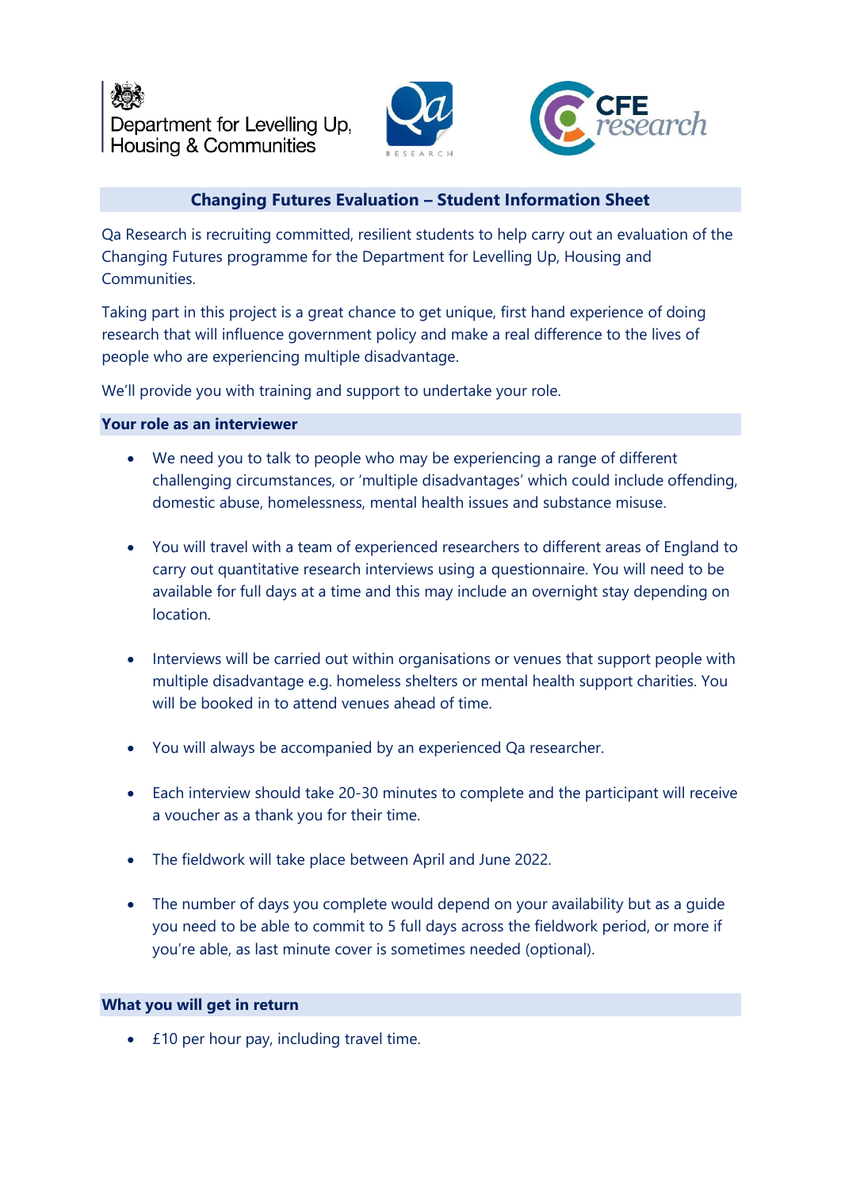Department for Levelling Up, Housing & Communities

## Changing Futures Evaluation – Student Information Sheet

Qa Research is recruiting committed, resilient students to help carry out an evaluation of the Changing Futures programme for the Department for Levelling Up, Housing and Communities.

Taking part in this project is a great chance to get unique, first hand experience of doing research that will influence government policy and make a real difference to the lives of people who are experiencing multiple disadvantage.

We'll provide you with training and support to undertake your role.

### Your role as an interviewer

- We need you to talk to people who may be experiencing a range of different challenging circumstances, or 'multiple disadvantages' which could include offending, domestic abuse, homelessness, mental health issues and substance misuse.
- You will travel with a team of experienced researchers to different areas of England to carry out quantitative research interviews using a questionnaire. You will need to be available for full days at a time and this may include an overnight stay depending on location.
- Interviews will be carried out within organisations or venues that support people with multiple disadvantage e.g. homeless shelters or mental health support charities. You will be booked in to attend venues ahead of time.
- You will always be accompanied by an experienced Qa researcher.
- Each interview should take 20-30 minutes to complete and the participant will receive a voucher as a thank you for their time.
- The fieldwork will take place between April and June 2022.
- The number of days you complete would depend on your availability but as a guide you need to be able to commit to 5 full days across the fieldwork period, or more if you're able, as last minute cover is sometimes needed (optional).

### What you will get in return

- £10 per hour pay, including travel time.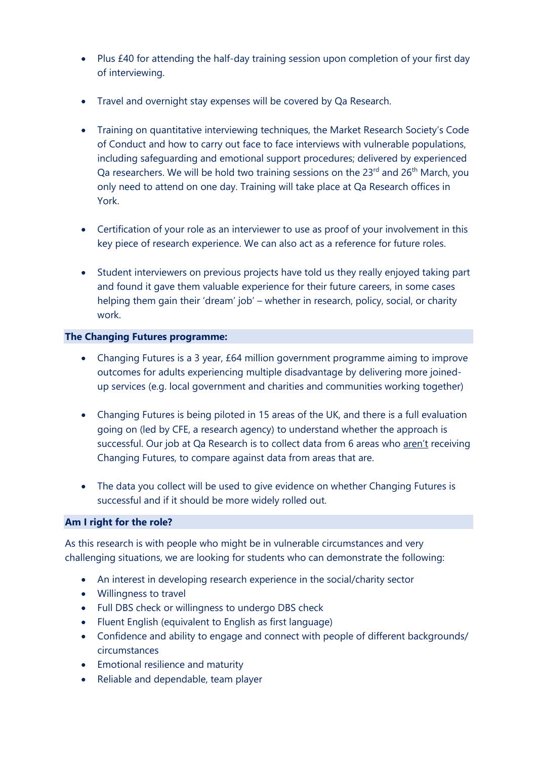- Plus £40 for attending the half-day training session upon completion of your first day of interviewing.

- Travel and overnight stay expenses will be covered by Qa Research.

- Training on quantitative interviewing techniques, the Market Research Society's Code of Conduct and how to carry out face to face interviews with vulnerable populations, including safeguarding and emotional support procedures; delivered by experienced Qa researchers. We will be hold two training sessions on the 23rd and 26th March, you only need to attend on one day. Training will take place at Qa Research offices in York.

- Certification of your role as an interviewer to use as proof of your involvement in this key piece of research experience. We can also act as a reference for future roles.

- Student interviewers on previous projects have told us they really enjoyed taking part and found it gave them valuable experience for their future careers, in some cases helping them gain their 'dream' job' – whether in research, policy, social, or charity work.

**The Changing Futures programme:**

- Changing Futures is a 3 year, £64 million government programme aiming to improve outcomes for adults experiencing multiple disadvantage by delivering more joined-up services (e.g. local government and charities and communities working together)

- Changing Futures is being piloted in 15 areas of the UK, and there is a full evaluation going on (led by CFE, a research agency) to understand whether the approach is successful. Our job at Qa Research is to collect data from 6 areas who aren't receiving Changing Futures, to compare against data from areas that are.

- The data you collect will be used to give evidence on whether Changing Futures is successful and if it should be more widely rolled out.

**Am I right for the role?**

As this research is with people who might be in vulnerable circumstances and very challenging situations, we are looking for students who can demonstrate the following:

- An interest in developing research experience in the social/charity sector
- Willingness to travel
- Full DBS check or willingness to undergo DBS check
- Fluent English (equivalent to English as first language)
- Confidence and ability to engage and connect with people of different backgrounds/ circumstances
- Emotional resilience and maturity
- Reliable and dependable, team player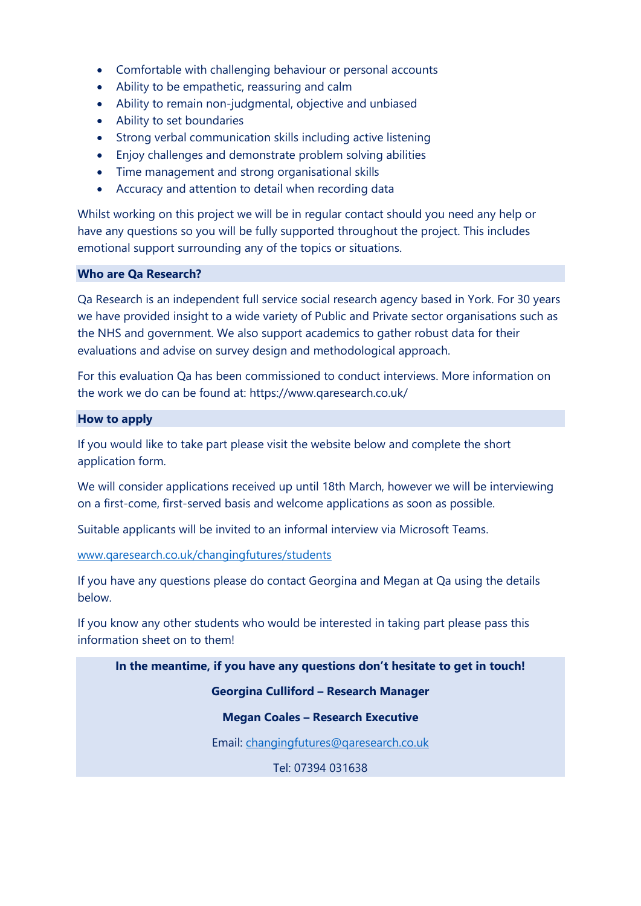- Comfortable with challenging behaviour or personal accounts
- Ability to be empathetic, reassuring and calm
- Ability to remain non-judgmental, objective and unbiased
- Ability to set boundaries
- Strong verbal communication skills including active listening
- Enjoy challenges and demonstrate problem solving abilities
- Time management and strong organisational skills
- Accuracy and attention to detail when recording data

Whilst working on this project we will be in regular contact should you need any help or have any questions so you will be fully supported throughout the project. This includes emotional support surrounding any of the topics or situations.

### Who are Qa Research?

Qa Research is an independent full service social research agency based in York. For 30 years we have provided insight to a wide variety of Public and Private sector organisations such as the NHS and government. We also support academics to gather robust data for their evaluations and advise on survey design and methodological approach.

For this evaluation Qa has been commissioned to conduct interviews. More information on the work we do can be found at: https://www.qaresearch.co.uk/

### How to apply

If you would like to take part please visit the website below and complete the short application form.

We will consider applications received up until 18th March, however we will be interviewing on a first-come, first-served basis and welcome applications as soon as possible.

Suitable applicants will be invited to an informal interview via Microsoft Teams.

www.qaresearch.co.uk/changingfutures/students

If you have any questions please do contact Georgina and Megan at Qa using the details below.

If you know any other students who would be interested in taking part please pass this information sheet on to them!

**In the meantime, if you have any questions don't hesitate to get in touch!**

**Georgina Culliford – Research Manager**

**Megan Coales – Research Executive**

Email: changingfutures@qaresearch.co.uk

Tel: 07394 031638